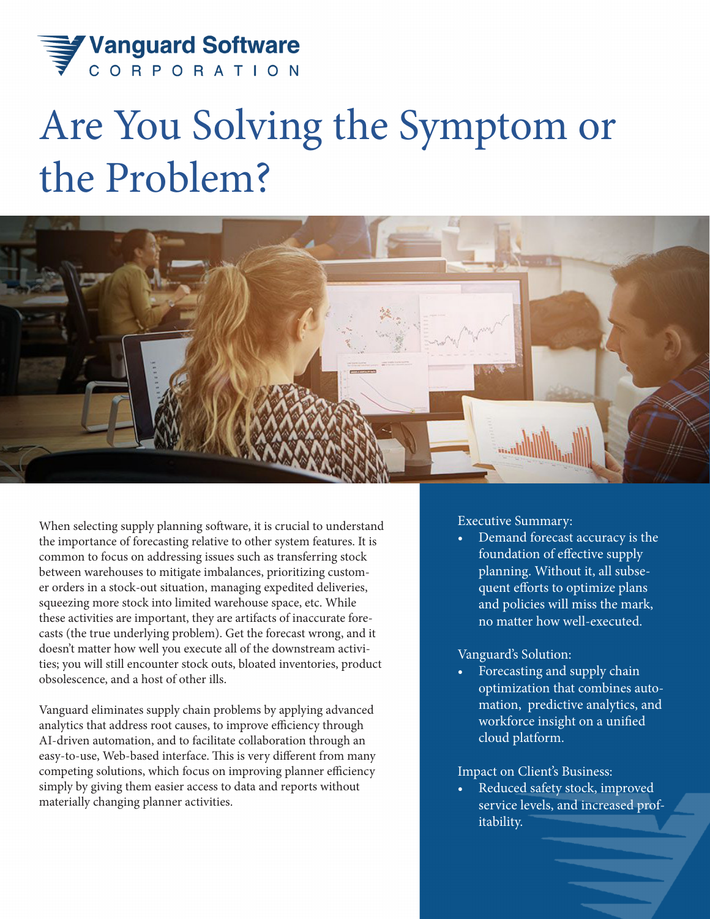Vanguard Software CORPORATION

# Are You Solving the Symptom or the Problem?

When selecting supply planning software, it is crucial to understand the importance of forecasting relative to other system features. It is common to focus on addressing issues such as transferring stock between warehouses to mitigate imbalances, prioritizing customer orders in a stock-out situation, managing expedited deliveries, squeezing more stock into limited warehouse space, etc. While these activities are important, they are artifacts of inaccurate forecasts (the true underlying problem). Get the forecast wrong, and it doesn't matter how well you execute all of the downstream activities; you will still encounter stock outs, bloated inventories, product obsolescence, and a host of other ills.

Vanguard eliminates supply chain problems by applying advanced analytics that address root causes, to improve efficiency through AI-driven automation, and to facilitate collaboration through an easy-to-use, Web-based interface. This is very different from many competing solutions, which focus on improving planner efficiency simply by giving them easier access to data and reports without materially changing planner activities.

Executive Summary:

- Demand forecast accuracy is the foundation of effective supply planning. Without it, all subsequent efforts to optimize plans and policies will miss the mark, no matter how well-executed.

Vanguard's Solution:

- Forecasting and supply chain optimization that combines automation, predictive analytics, and workforce insight on a unified cloud platform.

Impact on Client's Business:

- Reduced safety stock, improved service levels, and increased profitability.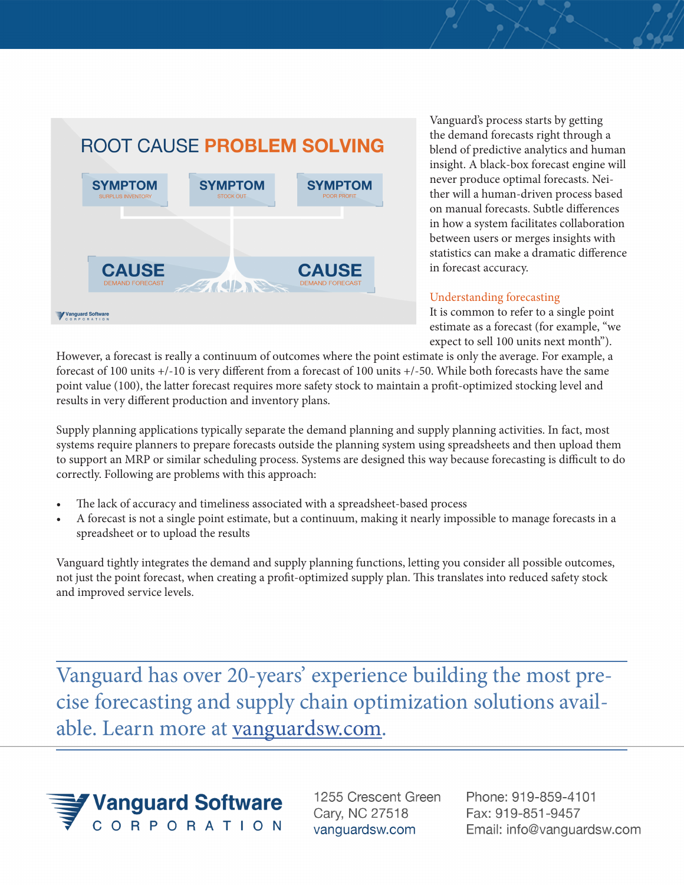ROOT CAUSE PROBLEM SOLVING

SYMPTOM
SURPLUS INVENTORY

SYMPTOM
STOCK OUT

SYMPTOM
POOR PROFIT

CAUSE
DEMAND FORECAST

CAUSE
DEMAND FORECAST

Vanguard Software Corporation

Vanguard's process starts by getting the demand forecasts right through a blend of predictive analytics and human insight. A black-box forecast engine will never produce optimal forecasts. Neither will a human-driven process based on manual forecasts. Subtle differences in how a system facilitates collaboration between users or merges insights with statistics can make a dramatic difference in forecast accuracy.

## Understanding forecasting

It is common to refer to a single point estimate as a forecast (for example, "we expect to sell 100 units next month"). However, a forecast is really a continuum of outcomes where the point estimate is only the average. For example, a forecast of 100 units +/-10 is very different from a forecast of 100 units +/-50. While both forecasts have the same point value (100), the latter forecast requires more safety stock to maintain a profit-optimized stocking level and results in very different production and inventory plans.

Supply planning applications typically separate the demand planning and supply planning activities. In fact, most systems require planners to prepare forecasts outside the planning system using spreadsheets and then upload them to support an MRP or similar scheduling process. Systems are designed this way because forecasting is difficult to do correctly. Following are problems with this approach:

- The lack of accuracy and timeliness associated with a spreadsheet-based process
- A forecast is not a single point estimate, but a continuum, making it nearly impossible to manage forecasts in a spreadsheet or to upload the results

Vanguard tightly integrates the demand and supply planning functions, letting you consider all possible outcomes, not just the point forecast, when creating a profit-optimized supply plan. This translates into reduced safety stock and improved service levels.

Vanguard has over 20-years' experience building the most precise forecasting and supply chain optimization solutions available. Learn more at vanguardsw.com.

**Vanguard Software CORPORATION**

1255 Crescent Green
Cary, NC 27518
vanguardsw.com

Phone: 919-859-4101
Fax: 919-851-9457
Email: info@vanguardsw.com